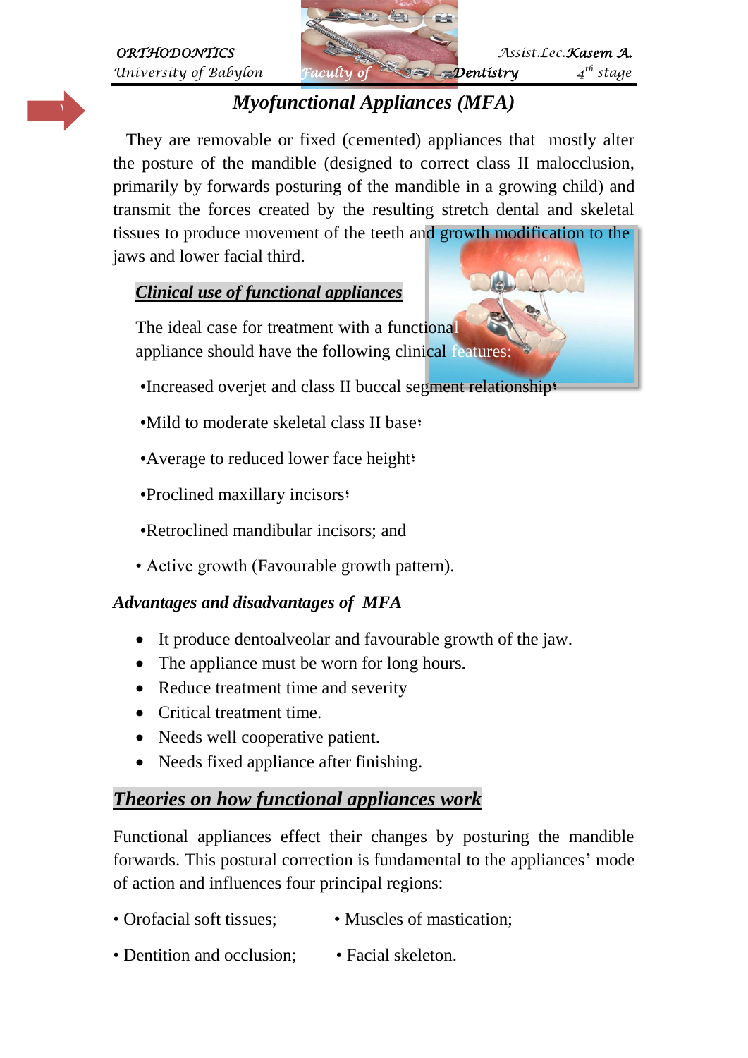# Myofunctional Appliances (MFA)

They are removable or fixed (cemented) appliances that mostly alter the posture of the mandible (designed to correct class II malocclusion, primarily by forwards posturing of the mandible in a growing child) and transmit the forces created by the resulting stretch dental and skeletal tissues to produce movement of the teeth and growth modification to the jaws and lower facial third.

## *Clinical use of functional appliances*

The ideal case for treatment with a functional appliance should have the following clinical features:

•Increased overjet and class II buccal segment relationship؛

•Mild to moderate skeletal class II base؛

•Average to reduced lower face height؛

•Proclined maxillary incisors؛

•Retroclined mandibular incisors; and

• Active growth (Favourable growth pattern).

### *Advantages and disadvantages of MFA*

- It produce dentoalveolar and favourable growth of the jaw.
- The appliance must be worn for long hours.
- Reduce treatment time and severity
- Critical treatment time.
- Needs well cooperative patient.
- Needs fixed appliance after finishing.

## *Theories on how functional appliances work*

Functional appliances effect their changes by posturing the mandible forwards. This postural correction is fundamental to the appliances' mode of action and influences four principal regions:

• Orofacial soft tissues;

• Muscles of mastication;

• Dentition and occlusion;

• Facial skeleton.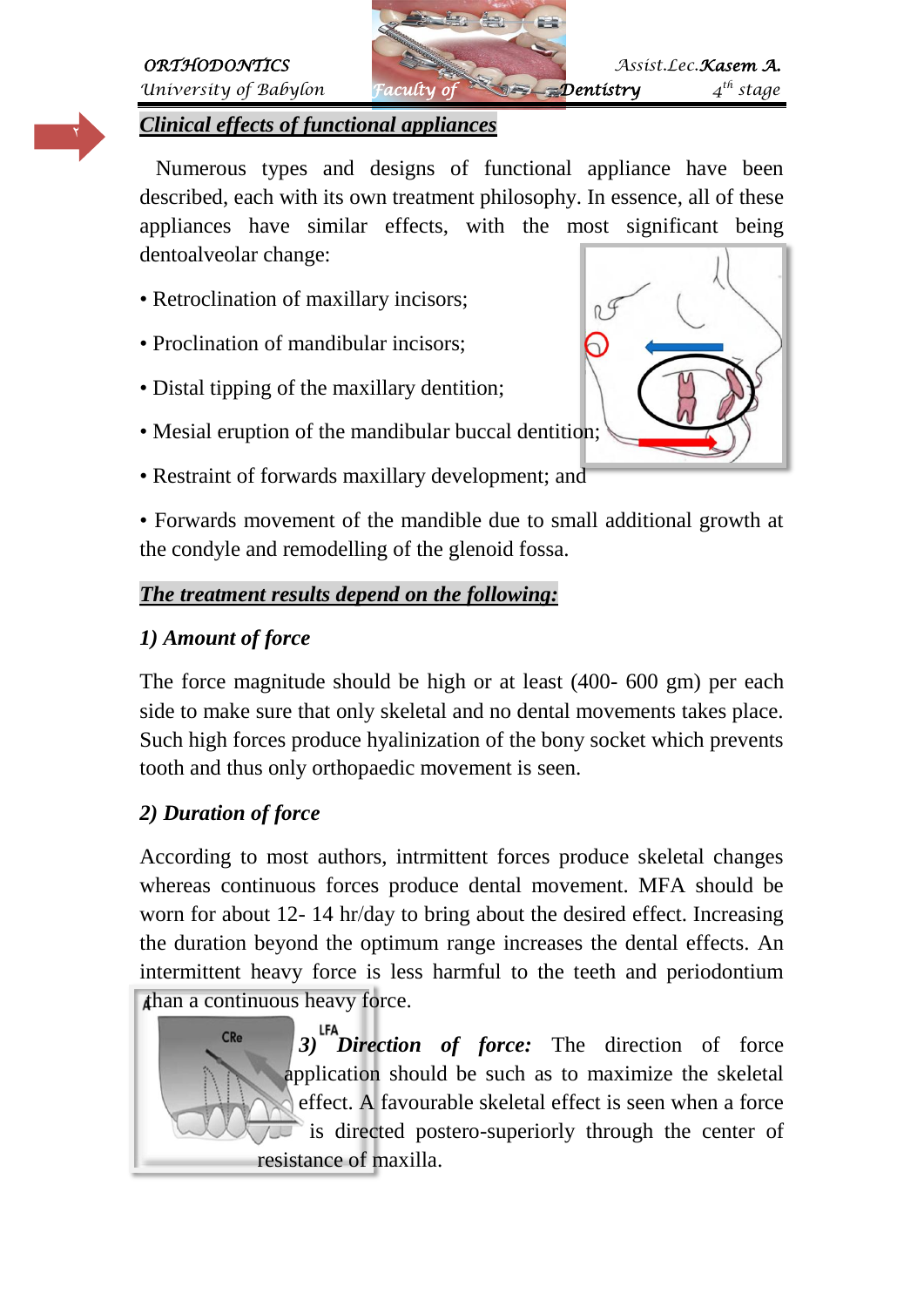## *Clinical effects of functional appliances*

Numerous types and designs of functional appliance have been described, each with its own treatment philosophy. In essence, all of these appliances have similar effects, with the most significant being dentoalveolar change:

- Retroclination of maxillary incisors;
- Proclination of mandibular incisors;
- Distal tipping of the maxillary dentition;
- Mesial eruption of the mandibular buccal dentition;
- Restraint of forwards maxillary development; and
- Forwards movement of the mandible due to small additional growth at the condyle and remodelling of the glenoid fossa.

## *The treatment results depend on the following:*

### *1) Amount of force*

The force magnitude should be high or at least (400- 600 gm) per each side to make sure that only skeletal and no dental movements takes place. Such high forces produce hyalinization of the bony socket which prevents tooth and thus only orthopaedic movement is seen.

### *2) Duration of force*

According to most authors, intrmittent forces produce skeletal changes whereas continuous forces produce dental movement. MFA should be worn for about 12- 14 hr/day to bring about the desired effect. Increasing the duration beyond the optimum range increases the dental effects. An intermittent heavy force is less harmful to the teeth and periodontium than a continuous heavy force.

***3) Direction of force:*** The direction of force application should be such as to maximize the skeletal effect. A favourable skeletal effect is seen when a force is directed postero-superiorly through the center of resistance of maxilla.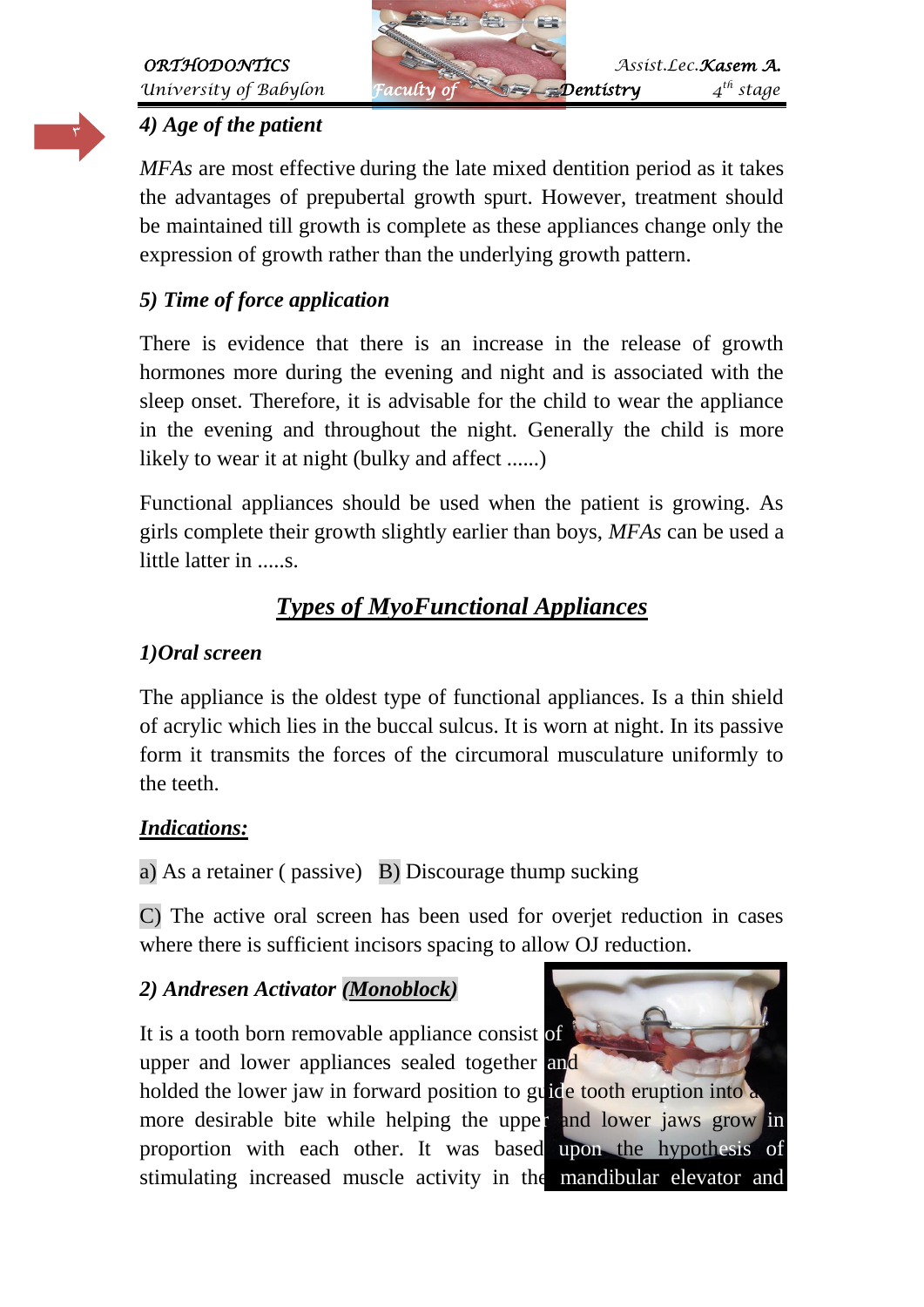### *4) Age of the patient*

*MFAs* are most effective during the late mixed dentition period as it takes the advantages of prepubertal growth spurt. However, treatment should be maintained till growth is complete as these appliances change only the expression of growth rather than the underlying growth pattern.

### *5) Time of force application*

There is evidence that there is an increase in the release of growth hormones more during the evening and night and is associated with the sleep onset. Therefore, it is advisable for the child to wear the appliance in the evening and throughout the night. Generally the child is more likely to wear it at night (bulky and affect ......)

Functional appliances should be used when the patient is growing. As girls complete their growth slightly earlier than boys, *MFAs* can be used a little latter in .....s.

## ***Types of MyoFunctional Appliances***

### *1)Oral screen*

The appliance is the oldest type of functional appliances. Is a thin shield of acrylic which lies in the buccal sulcus. It is worn at night. In its passive form it transmits the forces of the circumoral musculature uniformly to the teeth.

***Indications:***

a) As a retainer ( passive)   B) Discourage thump sucking

C) The active oral screen has been used for overjet reduction in cases where there is sufficient incisors spacing to allow OJ reduction.

### *2) Andresen Activator (Monoblock)*

It is a tooth born removable appliance consist of upper and lower appliances sealed together and holded the lower jaw in forward position to guide tooth eruption into a more desirable bite while helping the upper and lower jaws grow in proportion with each other. It was based upon the hypothesis of stimulating increased muscle activity in the mandibular elevator and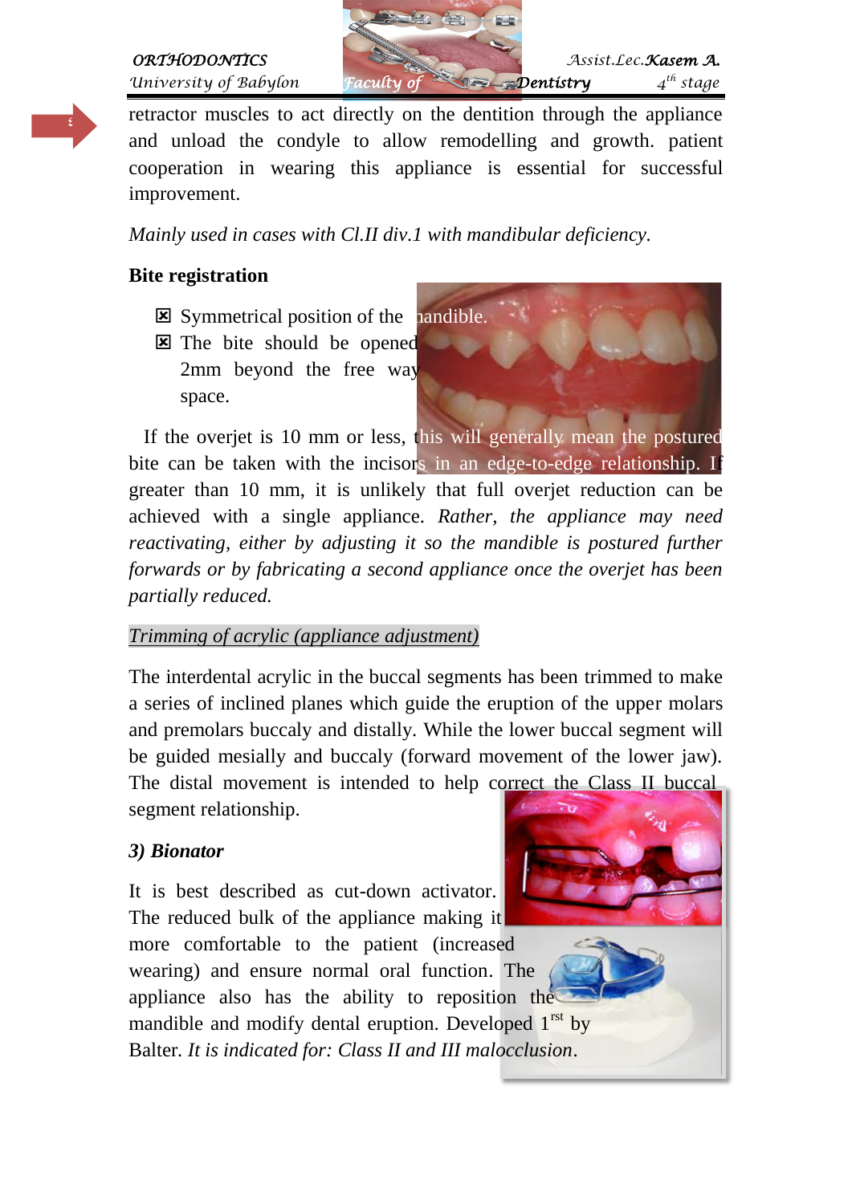retractor muscles to act directly on the dentition through the appliance and unload the condyle to allow remodelling and growth. patient cooperation in wearing this appliance is essential for successful improvement.

*Mainly used in cases with Cl.II div.1 with mandibular deficiency.*

**Bite registration**

- Symmetrical position of the mandible.
- The bite should be opened 2mm beyond the free way space.

If the overjet is 10 mm or less, this will generally mean the postured bite can be taken with the incisors in an edge-to-edge relationship. If greater than 10 mm, it is unlikely that full overjet reduction can be achieved with a single appliance. *Rather, the appliance may need reactivating, either by adjusting it so the mandible is postured further forwards or by fabricating a second appliance once the overjet has been partially reduced.*

*Trimming of acrylic (appliance adjustment)*

The interdental acrylic in the buccal segments has been trimmed to make a series of inclined planes which guide the eruption of the upper molars and premolars buccaly and distally. While the lower buccal segment will be guided mesially and buccaly (forward movement of the lower jaw). The distal movement is intended to help correct the Class II buccal segment relationship.

***3) Bionator***

It is best described as cut-down activator. The reduced bulk of the appliance making it more comfortable to the patient (increased wearing) and ensure normal oral function. The appliance also has the ability to reposition the mandible and modify dental eruption. Developed 1[rst] by Balter. *It is indicated for: Class II and III malocclusion*.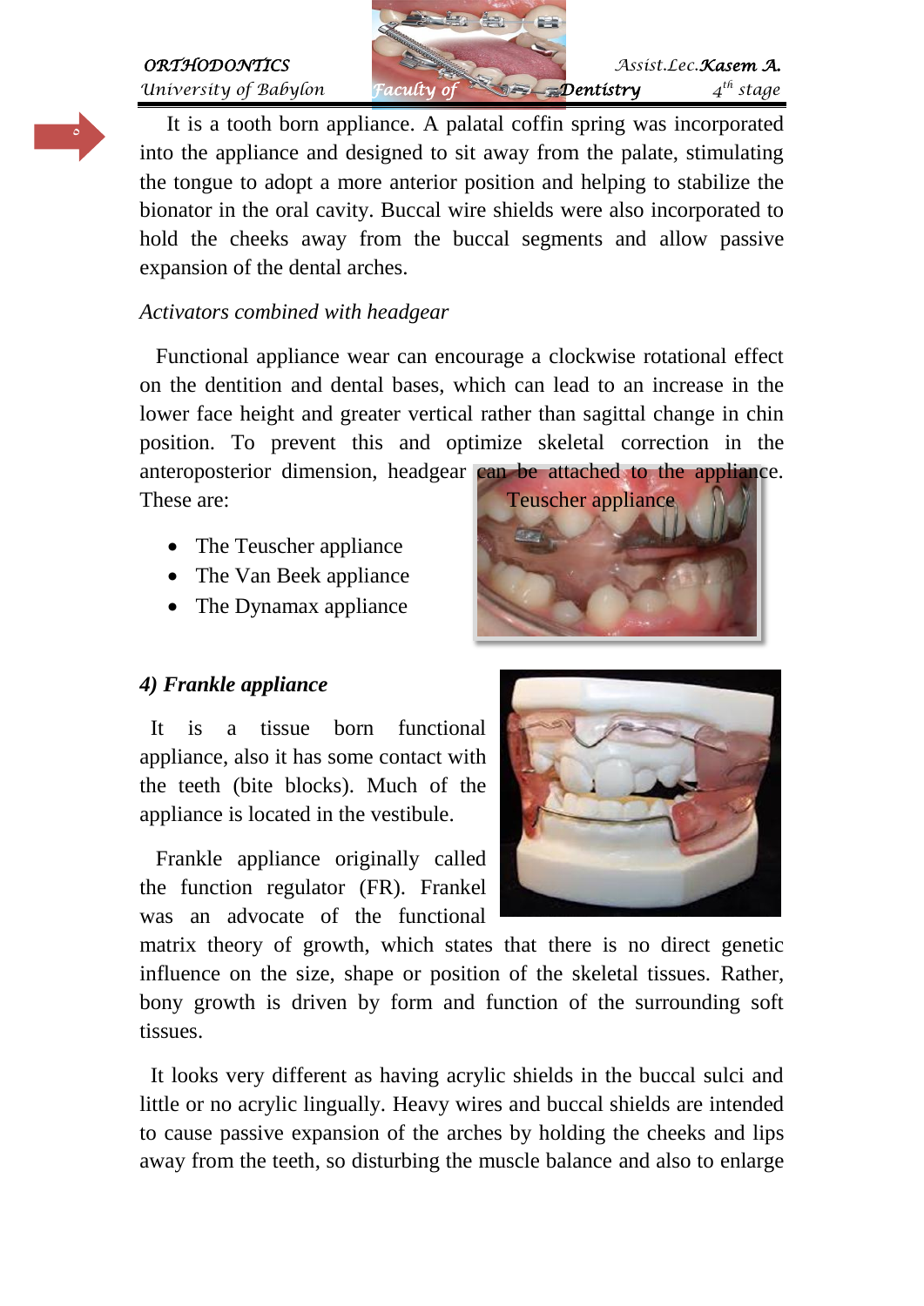It is a tooth born appliance. A palatal coffin spring was incorporated into the appliance and designed to sit away from the palate, stimulating the tongue to adopt a more anterior position and helping to stabilize the bionator in the oral cavity. Buccal wire shields were also incorporated to hold the cheeks away from the buccal segments and allow passive expansion of the dental arches.

*Activators combined with headgear*

Functional appliance wear can encourage a clockwise rotational effect on the dentition and dental bases, which can lead to an increase in the lower face height and greater vertical rather than sagittal change in chin position. To prevent this and optimize skeletal correction in the anteroposterior dimension, headgear can be attached to the appliance. These are:

- The Teuscher appliance
- The Van Beek appliance
- The Dynamax appliance

Teuscher appliance

### *4) Frankle appliance*

It is a tissue born functional appliance, also it has some contact with the teeth (bite blocks). Much of the appliance is located in the vestibule.

Frankle appliance originally called the function regulator (FR). Frankel was an advocate of the functional matrix theory of growth, which states that there is no direct genetic influence on the size, shape or position of the skeletal tissues. Rather, bony growth is driven by form and function of the surrounding soft tissues.

It looks very different as having acrylic shields in the buccal sulci and little or no acrylic lingually. Heavy wires and buccal shields are intended to cause passive expansion of the arches by holding the cheeks and lips away from the teeth, so disturbing the muscle balance and also to enlarge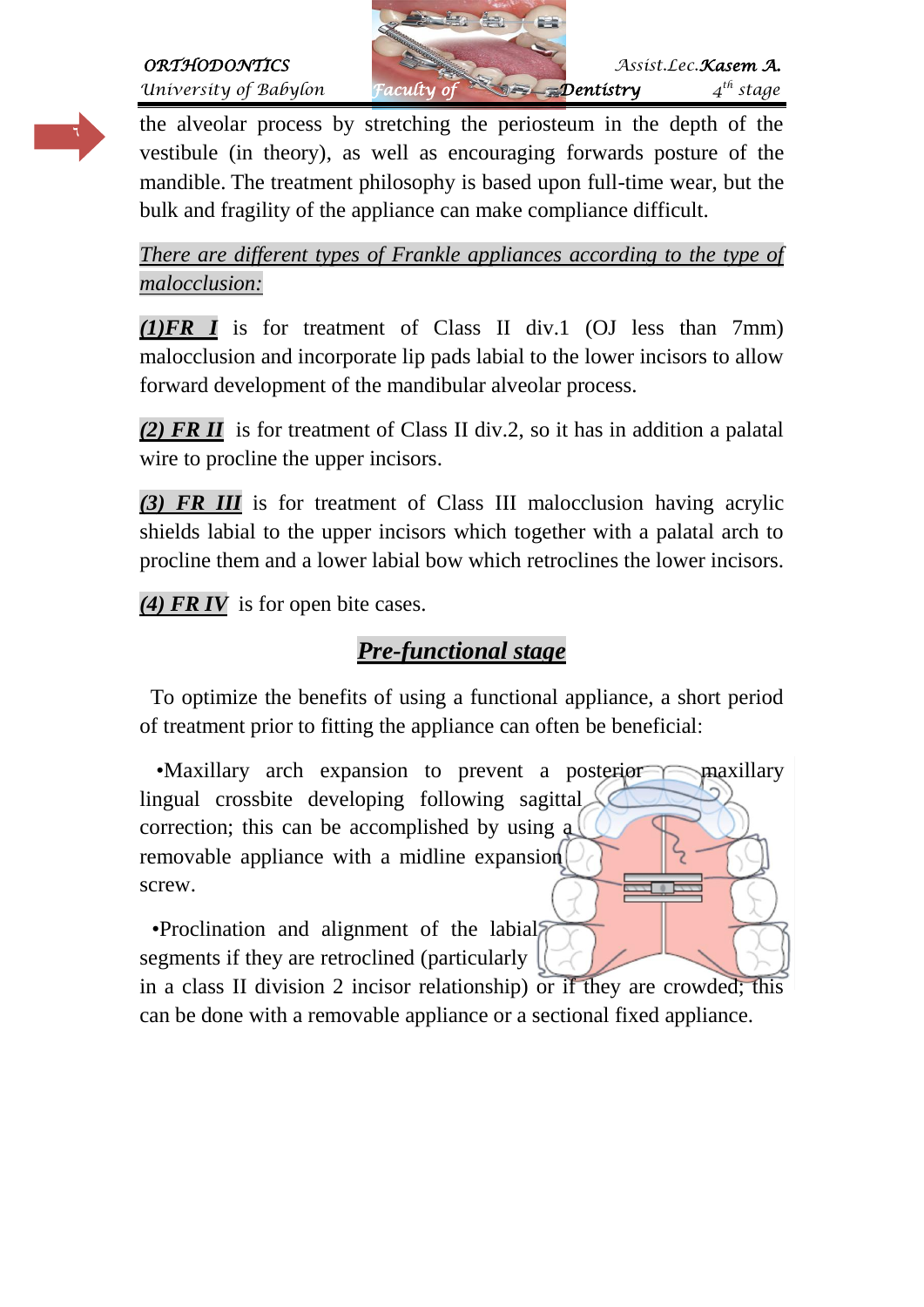the alveolar process by stretching the periosteum in the depth of the vestibule (in theory), as well as encouraging forwards posture of the mandible. The treatment philosophy is based upon full-time wear, but the bulk and fragility of the appliance can make compliance difficult.

*There are different types of Frankle appliances according to the type of malocclusion:*

***(1)FR I*** is for treatment of Class II div.1 (OJ less than 7mm) malocclusion and incorporate lip pads labial to the lower incisors to allow forward development of the mandibular alveolar process.

***(2) FR II*** is for treatment of Class II div.2, so it has in addition a palatal wire to procline the upper incisors.

***(3) FR III*** is for treatment of Class III malocclusion having acrylic shields labial to the upper incisors which together with a palatal arch to procline them and a lower labial bow which retroclines the lower incisors.

***(4) FR IV*** is for open bite cases.

## *Pre-functional stage*

To optimize the benefits of using a functional appliance, a short period of treatment prior to fitting the appliance can often be beneficial:

•Maxillary arch expansion to prevent a posterior maxillary lingual crossbite developing following sagittal correction; this can be accomplished by using a removable appliance with a midline expansion screw.

•Proclination and alignment of the labial segments if they are retroclined (particularly in a class II division 2 incisor relationship) or if they are crowded; this can be done with a removable appliance or a sectional fixed appliance.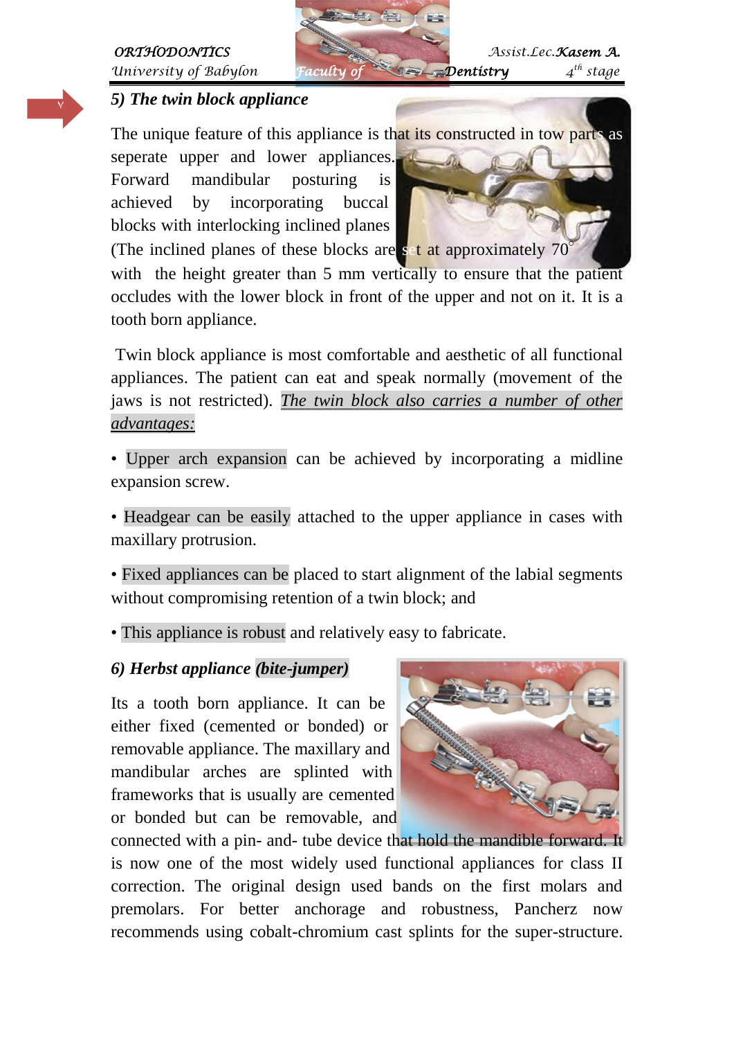### 5) *The twin block appliance*

The unique feature of this appliance is that its constructed in tow parts as seperate upper and lower appliances. Forward mandibular posturing is achieved by incorporating buccal blocks with interlocking inclined planes (The inclined planes of these blocks are set at approximately 70° with the height greater than 5 mm vertically to ensure that the patient occludes with the lower block in front of the upper and not on it. It is a tooth born appliance.

Twin block appliance is most comfortable and aesthetic of all functional appliances. The patient can eat and speak normally (movement of the jaws is not restricted). *The twin block also carries a number of other advantages:*

- Upper arch expansion can be achieved by incorporating a midline expansion screw.
- Headgear can be easily attached to the upper appliance in cases with maxillary protrusion.
- Fixed appliances can be placed to start alignment of the labial segments without compromising retention of a twin block; and
- This appliance is robust and relatively easy to fabricate.

### 6) *Herbst appliance (bite-jumper)*

Its a tooth born appliance. It can be either fixed (cemented or bonded) or removable appliance. The maxillary and mandibular arches are splinted with frameworks that is usually are cemented or bonded but can be removable, and connected with a pin- and- tube device that hold the mandible forward. It is now one of the most widely used functional appliances for class II correction. The original design used bands on the first molars and premolars. For better anchorage and robustness, Pancherz now recommends using cobalt-chromium cast splints for the super-structure.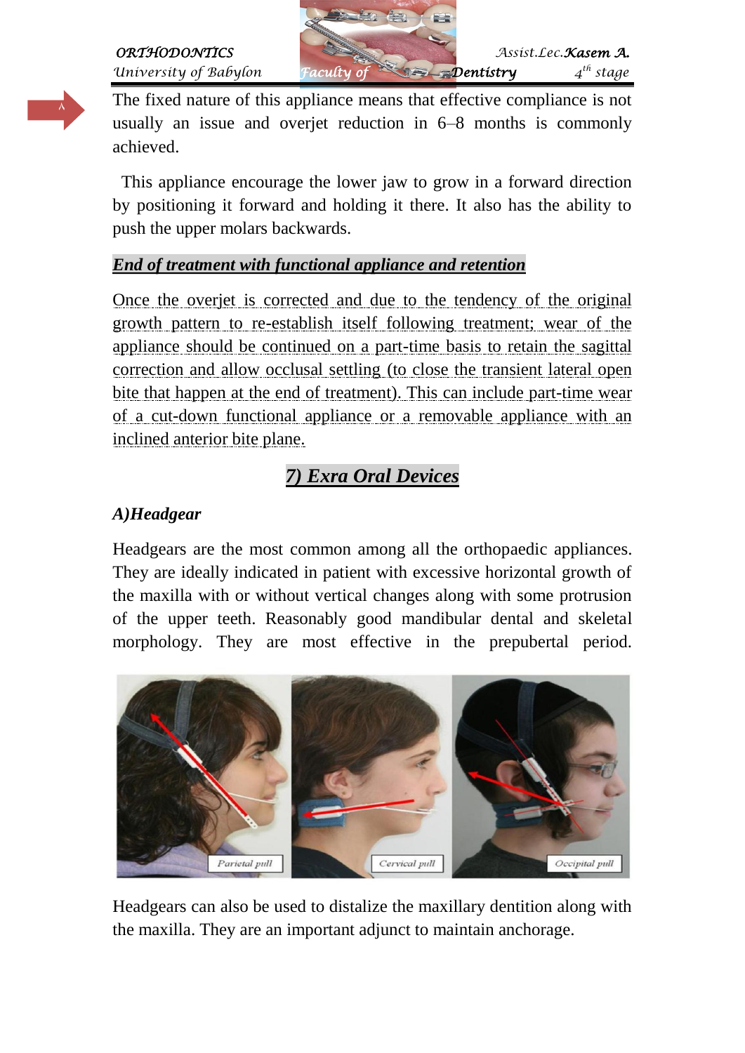The fixed nature of this appliance means that effective compliance is not usually an issue and overjet reduction in 6–8 months is commonly achieved.

This appliance encourage the lower jaw to grow in a forward direction by positioning it forward and holding it there. It also has the ability to push the upper molars backwards.

***End of treatment with functional appliance and retention***

Once the overjet is corrected and due to the tendency of the original growth pattern to re-establish itself following treatment; wear of the appliance should be continued on a part-time basis to retain the sagittal correction and allow occlusal settling (to close the transient lateral open bite that happen at the end of treatment). This can include part-time wear of a cut-down functional appliance or a removable appliance with an inclined anterior bite plane.

## *7) Exra Oral Devices*

### *A)Headgear*

Headgears are the most common among all the orthopaedic appliances. They are ideally indicated in patient with excessive horizontal growth of the maxilla with or without vertical changes along with some protrusion of the upper teeth. Reasonably good mandibular dental and skeletal morphology. They are most effective in the prepubertal period.

Parietal pull    Cervical pull    Occipital pull

Headgears can also be used to distalize the maxillary dentition along with the maxilla. They are an important adjunct to maintain anchorage.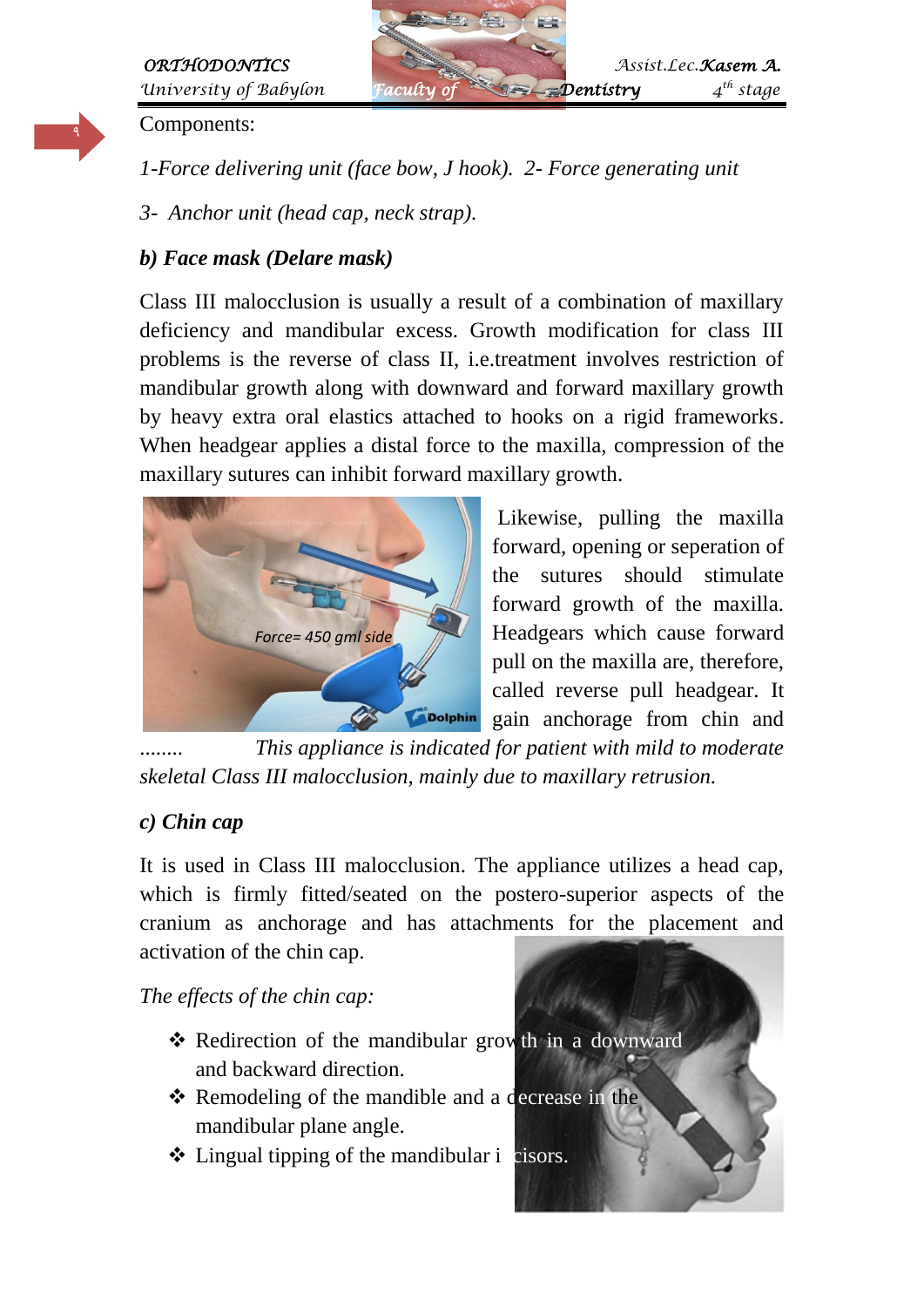Components:

*1-Force delivering unit (face bow, J hook). 2- Force generating unit*

*3- Anchor unit (head cap, neck strap).*

***b) Face mask (Delare mask)***

Class III malocclusion is usually a result of a combination of maxillary deficiency and mandibular excess. Growth modification for class III problems is the reverse of class II, i.e.treatment involves restriction of mandibular growth along with downward and forward maxillary growth by heavy extra oral elastics attached to hooks on a rigid frameworks. When headgear applies a distal force to the maxilla, compression of the maxillary sutures can inhibit forward maxillary growth.

Force= 450 gml side

Dolphin

Likewise, pulling the maxilla forward, opening or seperation of the sutures should stimulate forward growth of the maxilla. Headgears which cause forward pull on the maxilla are, therefore, called reverse pull headgear. It gain anchorage from chin and ........ *This appliance is indicated for patient with mild to moderate skeletal Class III malocclusion, mainly due to maxillary retrusion.*

***c) Chin cap***

It is used in Class III malocclusion. The appliance utilizes a head cap, which is firmly fitted/seated on the postero-superior aspects of the cranium as anchorage and has attachments for the placement and activation of the chin cap.

*The effects of the chin cap:*

- Redirection of the mandibular growth in a downward and backward direction.
- Remodeling of the mandible and a decrease in the mandibular plane angle.
- Lingual tipping of the mandibular incisors.